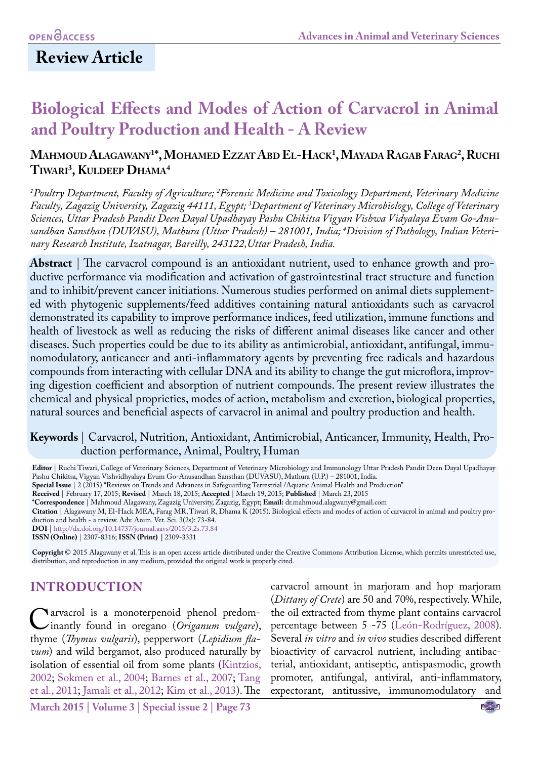Review Article

# Biological Effects and Modes of Action of Carvacrol in Animal and Poultry Production and Health - A Review

**Mahmoud Alagawany[1*], Mohamed Ezzat Abd El-Hack[1], Mayada Ragab Farag[2], Ruchi Tiwari[3], Kuldeep Dhama[4]**

*[1]Poultry Department, Faculty of Agriculture; [2]Forensic Medicine and Toxicology Department, Veterinary Medicine Faculty, Zagazig University, Zagazig 44111, Egypt; [3]Department of Veterinary Microbiology, College of Veterinary Sciences, Uttar Pradesh Pandit Deen Dayal Upadhayay Pashu Chikitsa Vigyan Vishwa Vidyalaya Evam Go-Anusandhan Sansthan (DUVASU), Mathura (Uttar Pradesh) – 281001, India; [4]Division of Pathology, Indian Veterinary Research Institute, Izatnagar, Bareilly, 243122, Uttar Pradesh, India.*

**Abstract** | The carvacrol compound is an antioxidant nutrient, used to enhance growth and productive performance via modification and activation of gastrointestinal tract structure and function and to inhibit/prevent cancer initiations. Numerous studies performed on animal diets supplemented with phytogenic supplements/feed additives containing natural antioxidants such as carvacrol demonstrated its capability to improve performance indices, feed utilization, immune functions and health of livestock as well as reducing the risks of different animal diseases like cancer and other diseases. Such properties could be due to its ability as antimicrobial, antioxidant, antifungal, immunomodulatory, anticancer and anti-inflammatory agents by preventing free radicals and hazardous compounds from interacting with cellular DNA and its ability to change the gut microflora, improving digestion coefficient and absorption of nutrient compounds. The present review illustrates the chemical and physical proprieties, modes of action, metabolism and excretion, biological properties, natural sources and beneficial aspects of carvacrol in animal and poultry production and health.

**Keywords** | Carvacrol, Nutrition, Antioxidant, Antimicrobial, Anticancer, Immunity, Health, Production performance, Animal, Poultry, Human

**Editor** | Ruchi Tiwari, College of Veterinary Sciences, Department of Veterinary Microbiology and Immunology Uttar Pradesh Pandit Deen Dayal Upadhayay Pashu Chikitsa, Vigyan Vishvidhyalaya Evum Go-Anusandhan Sansthan (DUVASU), Mathura (U.P.) – 281001, India.
**Special Issue** | 2 (2015) "Reviews on Trends and Advances in Safeguarding Terrestrial /Aquatic Animal Health and Production"
**Received** | February 17, 2015; **Revised** | March 18, 2015; **Accepted** | March 19, 2015; **Published** | March 23, 2015
***Correspondence** | Mahmoud Alagawany, Zagazig University, Zagazig, Egypt; **Email:** dr.mahmoud.alagwany@gmail.com
**Citation** | Alagawany M, El-Hack MEA, Farag MR, Tiwari R, Dhama K (2015). Biological effects and modes of action of carvacrol in animal and poultry production and health - a review. Adv. Anim. Vet. Sci. 3(2s): 73-84.
**DOI** | http://dx.doi.org/10.14737/journal.aavs/2015/3.2s.73.84
**ISSN (Online)** | 2307-8316; **ISSN (Print)** | 2309-3331

**Copyright** © 2015 Alagawany et al. This is an open access article distributed under the Creative Commons Attribution License, which permits unrestricted use, distribution, and reproduction in any medium, provided the original work is properly cited.

## INTRODUCTION

Carvacrol is a monoterpenoid phenol predominantly found in oregano (*Origanum vulgare*), thyme (*Thymus vulgaris*), pepperwort (*Lepidium flavum*) and wild bergamot, also produced naturally by isolation of essential oil from some plants (Kintzios, 2002; Sokmen et al., 2004; Barnes et al., 2007; Tang et al., 2011; Jamali et al., 2012; Kim et al., 2013). The carvacrol amount in marjoram and hop marjoram (*Dittany of Crete*) are 50 and 70%, respectively. While, the oil extracted from thyme plant contains carvacrol percentage between 5 -75 (León-Rodríguez, 2008). Several *in vitro* and *in vivo* studies described different bioactivity of carvacrol nutrient, including antibacterial, antioxidant, antiseptic, antispasmodic, growth promoter, antifungal, antiviral, anti-inflammatory, expectorant, antitussive, immunomodulatory and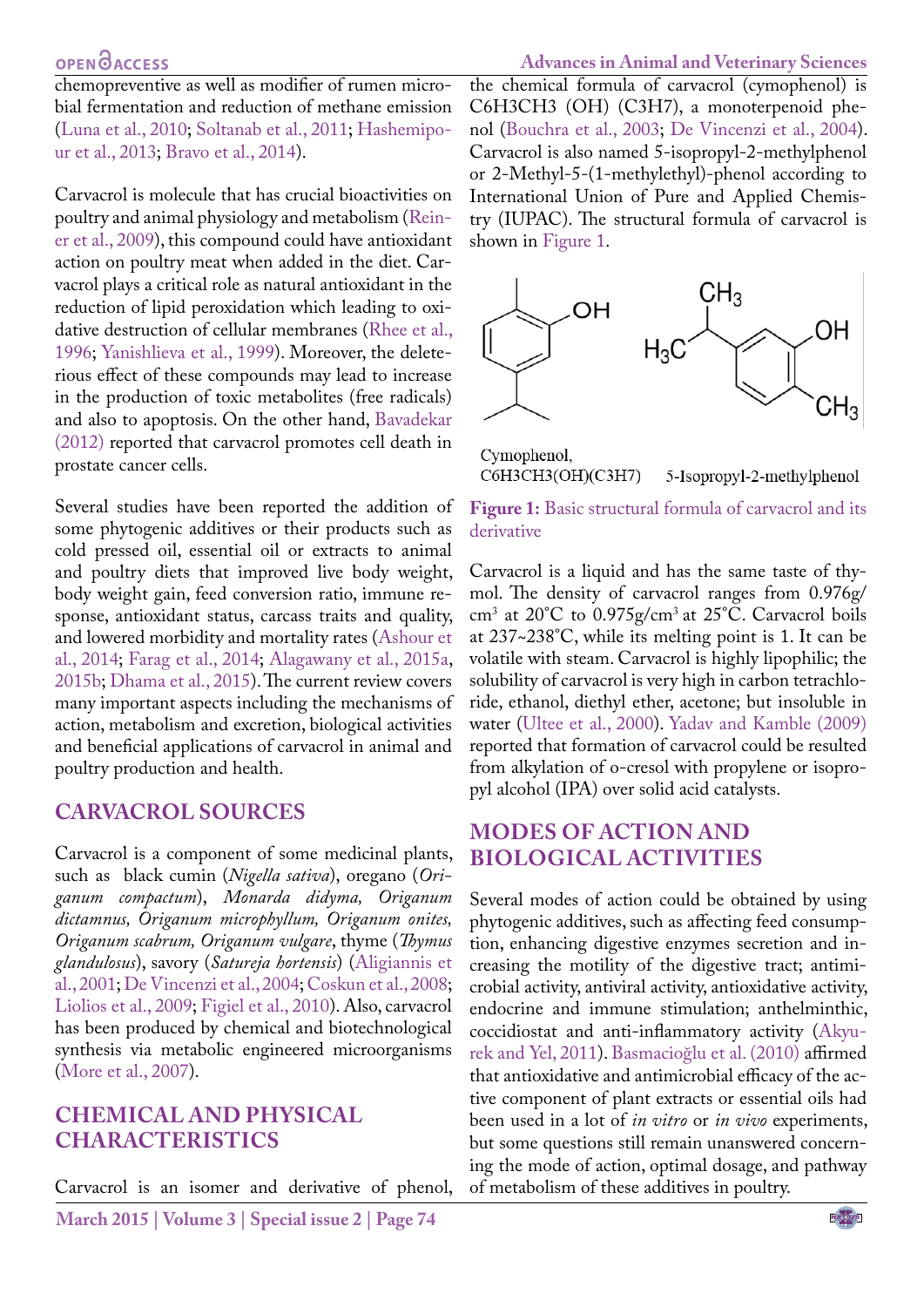chemopreventive as well as modifier of rumen microbial fermentation and reduction of methane emission (Luna et al., 2010; Soltanab et al., 2011; Hashemipour et al., 2013; Bravo et al., 2014).

Carvacrol is molecule that has crucial bioactivities on poultry and animal physiology and metabolism (Reiner et al., 2009), this compound could have antioxidant action on poultry meat when added in the diet. Carvacrol plays a critical role as natural antioxidant in the reduction of lipid peroxidation which leading to oxidative destruction of cellular membranes (Rhee et al., 1996; Yanishlieva et al., 1999). Moreover, the deleterious effect of these compounds may lead to increase in the production of toxic metabolites (free radicals) and also to apoptosis. On the other hand, Bavadekar (2012) reported that carvacrol promotes cell death in prostate cancer cells.

Several studies have been reported the addition of some phytogenic additives or their products such as cold pressed oil, essential oil or extracts to animal and poultry diets that improved live body weight, body weight gain, feed conversion ratio, immune response, antioxidant status, carcass traits and quality, and lowered morbidity and mortality rates (Ashour et al., 2014; Farag et al., 2014; Alagawany et al., 2015a, 2015b; Dhama et al., 2015). The current review covers many important aspects including the mechanisms of action, metabolism and excretion, biological activities and beneficial applications of carvacrol in animal and poultry production and health.

## CARVACROL SOURCES

Carvacrol is a component of some medicinal plants, such as black cumin (*Nigella sativa*), oregano (*Origanum compactum*), *Monarda didyma, Origanum dictamnus, Origanum microphyllum, Origanum onites, Origanum scabrum, Origanum vulgare*, thyme (*Thymus glandulosus*), savory (*Satureja hortensis*) (Aligiannis et al., 2001; De Vincenzi et al., 2004; Coskun et al., 2008; Liolios et al., 2009; Figiel et al., 2010). Also, carvacrol has been produced by chemical and biotechnological synthesis via metabolic engineered microorganisms (More et al., 2007).

## CHEMICAL AND PHYSICAL CHARACTERISTICS

Carvacrol is an isomer and derivative of phenol, the chemical formula of carvacrol (cymophenol) is C6H3CH3 (OH) (C3H7), a monoterpenoid phenol (Bouchra et al., 2003; De Vincenzi et al., 2004). Carvacrol is also named 5-isopropyl-2-methylphenol or 2-Methyl-5-(1-methylethyl)-phenol according to International Union of Pure and Applied Chemistry (IUPAC). The structural formula of carvacrol is shown in Figure 1.

Cymophenol, C6H3CH3(OH)(C3H7) 5-Isopropyl-2-methylphenol

**Figure 1:** Basic structural formula of carvacrol and its derivative

Carvacrol is a liquid and has the same taste of thymol. The density of carvacrol ranges from 0.976g/cm$^3$ at 20°C to 0.975g/cm$^3$ at 25°C. Carvacrol boils at 237~238°C, while its melting point is 1. It can be volatile with steam. Carvacrol is highly lipophilic; the solubility of carvacrol is very high in carbon tetrachloride, ethanol, diethyl ether, acetone; but insoluble in water (Ultee et al., 2000). Yadav and Kamble (2009) reported that formation of carvacrol could be resulted from alkylation of o-cresol with propylene or isopropyl alcohol (IPA) over solid acid catalysts.

## MODES OF ACTION AND BIOLOGICAL ACTIVITIES

Several modes of action could be obtained by using phytogenic additives, such as affecting feed consumption, enhancing digestive enzymes secretion and increasing the motility of the digestive tract; antimicrobial activity, antiviral activity, antioxidative activity, endocrine and immune stimulation; anthelminthic, coccidiostat and anti-inflammatory activity (Akyurek and Yel, 2011). Basmacioğlu et al. (2010) affirmed that antioxidative and antimicrobial efficacy of the active component of plant extracts or essential oils had been used in a lot of *in vitro* or *in vivo* experiments, but some questions still remain unanswered concerning the mode of action, optimal dosage, and pathway of metabolism of these additives in poultry.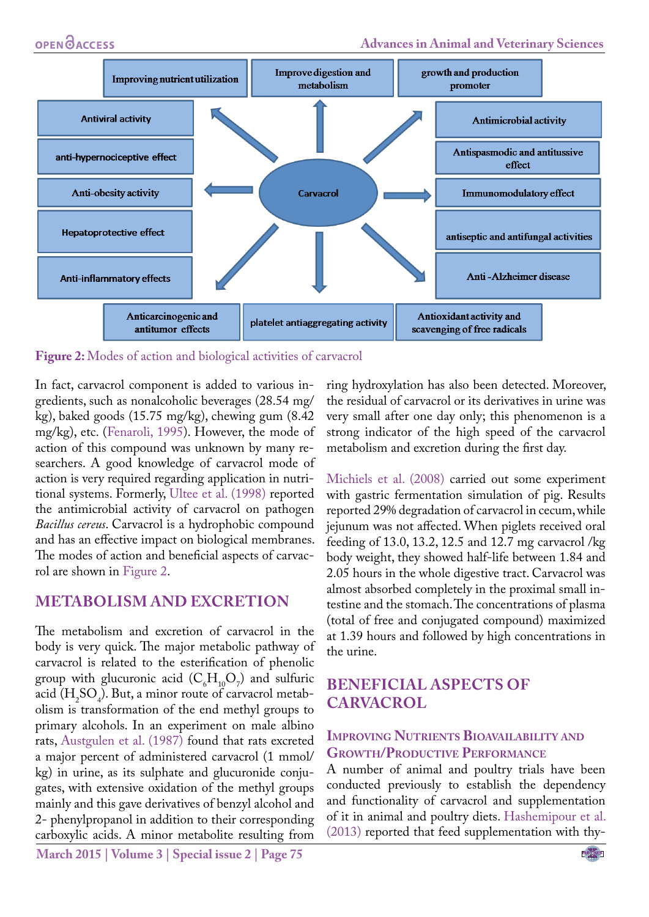Figure 2: Modes of action and biological activities of carvacrol

In fact, carvacrol component is added to various ingredients, such as nonalcoholic beverages (28.54 mg/kg), baked goods (15.75 mg/kg), chewing gum (8.42 mg/kg), etc. (Fenaroli, 1995). However, the mode of action of this compound was unknown by many researchers. A good knowledge of carvacrol mode of action is very required regarding application in nutritional systems. Formerly, Ultee et al. (1998) reported the antimicrobial activity of carvacrol on pathogen *Bacillus cereus*. Carvacrol is a hydrophobic compound and has an effective impact on biological membranes. The modes of action and beneficial aspects of carvacrol are shown in Figure 2.

## METABOLISM AND EXCRETION

The metabolism and excretion of carvacrol in the body is very quick. The major metabolic pathway of carvacrol is related to the esterification of phenolic group with glucuronic acid ($C_6H_{10}O_7$) and sulfuric acid ($H_2SO_4$). But, a minor route of carvacrol metabolism is transformation of the end methyl groups to primary alcohols. In an experiment on male albino rats, Austgulen et al. (1987) found that rats excreted a major percent of administered carvacrol (1 mmol/kg) in urine, as its sulphate and glucuronide conjugates, with extensive oxidation of the methyl groups mainly and this gave derivatives of benzyl alcohol and 2- phenylpropanol in addition to their corresponding carboxylic acids. A minor metabolite resulting from ring hydroxylation has also been detected. Moreover, the residual of carvacrol or its derivatives in urine was very small after one day only; this phenomenon is a strong indicator of the high speed of the carvacrol metabolism and excretion during the first day.

Michiels et al. (2008) carried out some experiment with gastric fermentation simulation of pig. Results reported 29% degradation of carvacrol in cecum, while jejunum was not affected. When piglets received oral feeding of 13.0, 13.2, 12.5 and 12.7 mg carvacrol /kg body weight, they showed half-life between 1.84 and 2.05 hours in the whole digestive tract. Carvacrol was almost absorbed completely in the proximal small intestine and the stomach. The concentrations of plasma (total of free and conjugated compound) maximized at 1.39 hours and followed by high concentrations in the urine.

## BENEFICIAL ASPECTS OF CARVACROL

### Improving Nutrients Bioavailability and Growth/Productive Performance

A number of animal and poultry trials have been conducted previously to establish the dependency and functionality of carvacrol and supplementation of it in animal and poultry diets. Hashemipour et al. (2013) reported that feed supplementation with thy-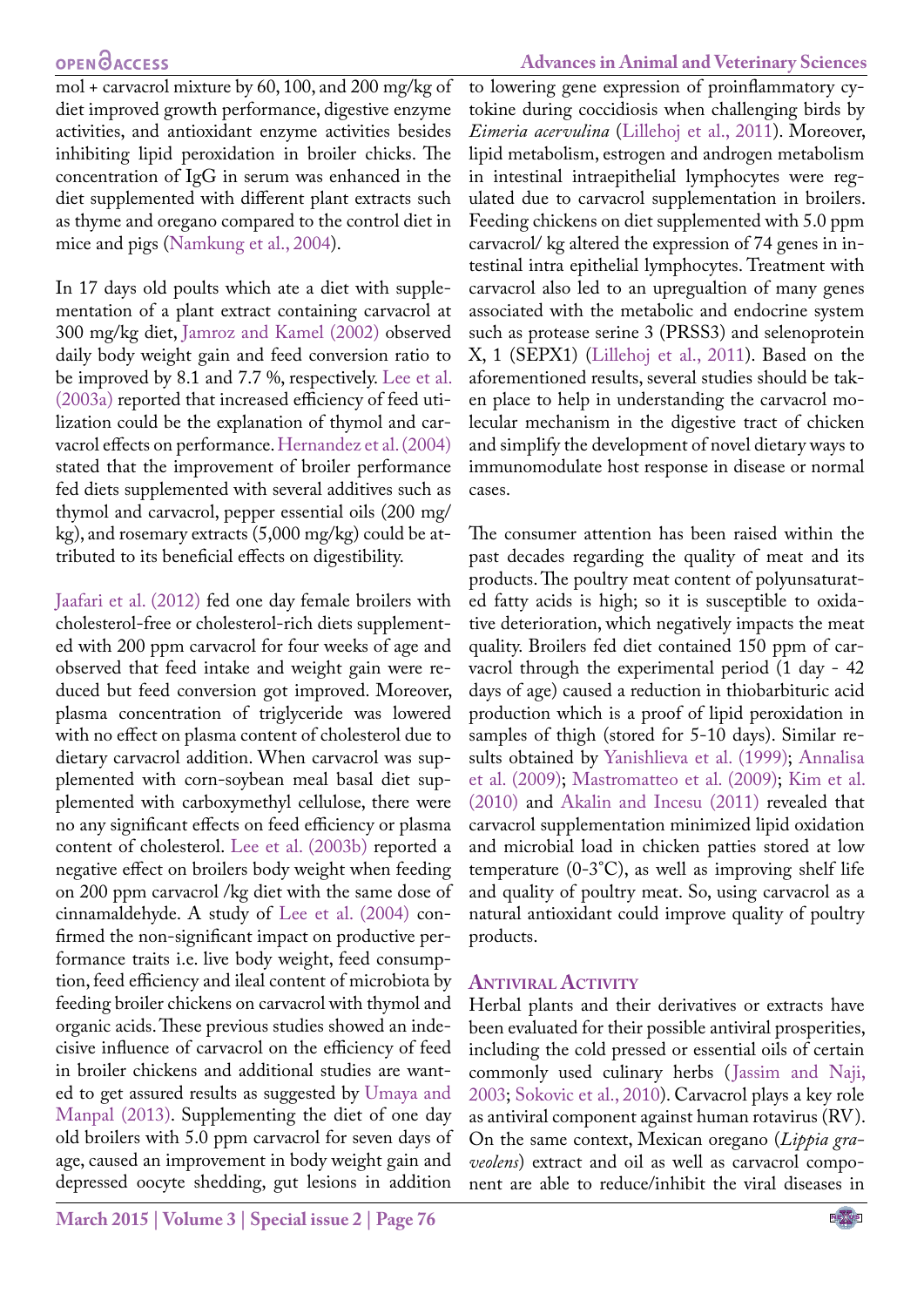mol + carvacrol mixture by 60, 100, and 200 mg/kg of diet improved growth performance, digestive enzyme activities, and antioxidant enzyme activities besides inhibiting lipid peroxidation in broiler chicks. The concentration of IgG in serum was enhanced in the diet supplemented with different plant extracts such as thyme and oregano compared to the control diet in mice and pigs (Namkung et al., 2004).

In 17 days old poults which ate a diet with supplementation of a plant extract containing carvacrol at 300 mg/kg diet, Jamroz and Kamel (2002) observed daily body weight gain and feed conversion ratio to be improved by 8.1 and 7.7 %, respectively. Lee et al. (2003a) reported that increased efficiency of feed utilization could be the explanation of thymol and carvacrol effects on performance. Hernandez et al. (2004) stated that the improvement of broiler performance fed diets supplemented with several additives such as thymol and carvacrol, pepper essential oils (200 mg/kg), and rosemary extracts (5,000 mg/kg) could be attributed to its beneficial effects on digestibility.

Jaafari et al. (2012) fed one day female broilers with cholesterol-free or cholesterol-rich diets supplemented with 200 ppm carvacrol for four weeks of age and observed that feed intake and weight gain were reduced but feed conversion got improved. Moreover, plasma concentration of triglyceride was lowered with no effect on plasma content of cholesterol due to dietary carvacrol addition. When carvacrol was supplemented with corn-soybean meal basal diet supplemented with carboxymethyl cellulose, there were no any significant effects on feed efficiency or plasma content of cholesterol. Lee et al. (2003b) reported a negative effect on broilers body weight when feeding on 200 ppm carvacrol /kg diet with the same dose of cinnamaldehyde. A study of Lee et al. (2004) confirmed the non-significant impact on productive performance traits i.e. live body weight, feed consumption, feed efficiency and ileal content of microbiota by feeding broiler chickens on carvacrol with thymol and organic acids. These previous studies showed an indecisive influence of carvacrol on the efficiency of feed in broiler chickens and additional studies are wanted to get assured results as suggested by Umaya and Manpal (2013). Supplementing the diet of one day old broilers with 5.0 ppm carvacrol for seven days of age, caused an improvement in body weight gain and depressed oocyte shedding, gut lesions in addition to lowering gene expression of proinflammatory cytokine during coccidiosis when challenging birds by *Eimeria acervulina* (Lillehoj et al., 2011). Moreover, lipid metabolism, estrogen and androgen metabolism in intestinal intraepithelial lymphocytes were regulated due to carvacrol supplementation in broilers. Feeding chickens on diet supplemented with 5.0 ppm carvacrol/ kg altered the expression of 74 genes in intestinal intra epithelial lymphocytes. Treatment with carvacrol also led to an upregualtion of many genes associated with the metabolic and endocrine system such as protease serine 3 (PRSS3) and selenoprotein X, 1 (SEPX1) (Lillehoj et al., 2011). Based on the aforementioned results, several studies should be taken place to help in understanding the carvacrol molecular mechanism in the digestive tract of chicken and simplify the development of novel dietary ways to immunomodulate host response in disease or normal cases.

The consumer attention has been raised within the past decades regarding the quality of meat and its products. The poultry meat content of polyunsaturated fatty acids is high; so it is susceptible to oxidative deterioration, which negatively impacts the meat quality. Broilers fed diet contained 150 ppm of carvacrol through the experimental period (1 day - 42 days of age) caused a reduction in thiobarbituric acid production which is a proof of lipid peroxidation in samples of thigh (stored for 5-10 days). Similar results obtained by Yanishlieva et al. (1999); Annalisa et al. (2009); Mastromatteo et al. (2009); Kim et al. (2010) and Akalin and Incesu (2011) revealed that carvacrol supplementation minimized lipid oxidation and microbial load in chicken patties stored at low temperature (0-3°C), as well as improving shelf life and quality of poultry meat. So, using carvacrol as a natural antioxidant could improve quality of poultry products.

## Antiviral Activity

Herbal plants and their derivatives or extracts have been evaluated for their possible antiviral prosperities, including the cold pressed or essential oils of certain commonly used culinary herbs (Jassim and Naji, 2003; Sokovic et al., 2010). Carvacrol plays a key role as antiviral component against human rotavirus (RV). On the same context, Mexican oregano (*Lippia graveolens*) extract and oil as well as carvacrol component are able to reduce/inhibit the viral diseases in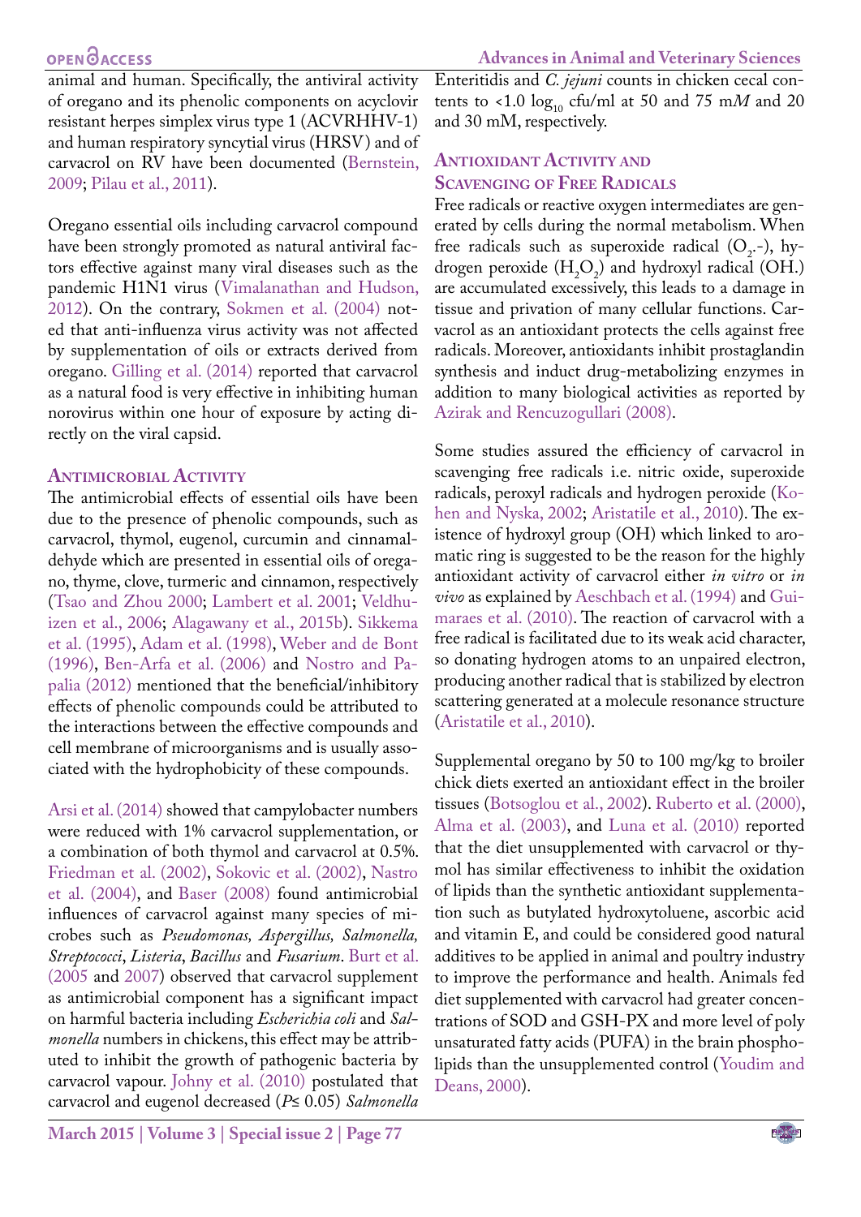animal and human. Specifically, the antiviral activity of oregano and its phenolic components on acyclovir resistant herpes simplex virus type 1 (ACVRHHV-1) and human respiratory syncytial virus (HRSV) and of carvacrol on RV have been documented (Bernstein, 2009; Pilau et al., 2011).

Oregano essential oils including carvacrol compound have been strongly promoted as natural antiviral factors effective against many viral diseases such as the pandemic H1N1 virus (Vimalanathan and Hudson, 2012). On the contrary, Sokmen et al. (2004) noted that anti-influenza virus activity was not affected by supplementation of oils or extracts derived from oregano. Gilling et al. (2014) reported that carvacrol as a natural food is very effective in inhibiting human norovirus within one hour of exposure by acting directly on the viral capsid.

## Antimicrobial Activity

The antimicrobial effects of essential oils have been due to the presence of phenolic compounds, such as carvacrol, thymol, eugenol, curcumin and cinnamaldehyde which are presented in essential oils of oregano, thyme, clove, turmeric and cinnamon, respectively (Tsao and Zhou 2000; Lambert et al. 2001; Veldhuizen et al., 2006; Alagawany et al., 2015b). Sikkema et al. (1995), Adam et al. (1998), Weber and de Bont (1996), Ben-Arfa et al. (2006) and Nostro and Papalia (2012) mentioned that the beneficial/inhibitory effects of phenolic compounds could be attributed to the interactions between the effective compounds and cell membrane of microorganisms and is usually associated with the hydrophobicity of these compounds.

Arsi et al. (2014) showed that campylobacter numbers were reduced with 1% carvacrol supplementation, or a combination of both thymol and carvacrol at 0.5%. Friedman et al. (2002), Sokovic et al. (2002), Nastro et al. (2004), and Baser (2008) found antimicrobial influences of carvacrol against many species of microbes such as *Pseudomonas, Aspergillus, Salmonella, Streptococci*, *Listeria*, *Bacillus* and *Fusarium*. Burt et al. (2005 and 2007) observed that carvacrol supplement as antimicrobial component has a significant impact on harmful bacteria including *Escherichia coli* and *Salmonella* numbers in chickens, this effect may be attributed to inhibit the growth of pathogenic bacteria by carvacrol vapour. Johny et al. (2010) postulated that carvacrol and eugenol decreased ($P \leq 0.05$) *Salmonella* Enteritidis and *C. jejuni* counts in chicken cecal contents to <1.0 $\log_{10}$ cfu/ml at 50 and 75 m*M* and 20 and 30 mM, respectively.

## Antioxidant Activity and Scavenging of Free Radicals

Free radicals or reactive oxygen intermediates are generated by cells during the normal metabolism. When free radicals such as superoxide radical ($O_2$.-), hydrogen peroxide ($H_2O_2$) and hydroxyl radical (OH.) are accumulated excessively, this leads to a damage in tissue and privation of many cellular functions. Carvacrol as an antioxidant protects the cells against free radicals. Moreover, antioxidants inhibit prostaglandin synthesis and induct drug-metabolizing enzymes in addition to many biological activities as reported by Azirak and Rencuzogullari (2008).

Some studies assured the efficiency of carvacrol in scavenging free radicals i.e. nitric oxide, superoxide radicals, peroxyl radicals and hydrogen peroxide (Kohen and Nyska, 2002; Aristatile et al., 2010). The existence of hydroxyl group (OH) which linked to aromatic ring is suggested to be the reason for the highly antioxidant activity of carvacrol either *in vitro* or *in vivo* as explained by Aeschbach et al. (1994) and Guimaraes et al. (2010). The reaction of carvacrol with a free radical is facilitated due to its weak acid character, so donating hydrogen atoms to an unpaired electron, producing another radical that is stabilized by electron scattering generated at a molecule resonance structure (Aristatile et al., 2010).

Supplemental oregano by 50 to 100 mg/kg to broiler chick diets exerted an antioxidant effect in the broiler tissues (Botsoglou et al., 2002). Ruberto et al. (2000), Alma et al. (2003), and Luna et al. (2010) reported that the diet unsupplemented with carvacrol or thymol has similar effectiveness to inhibit the oxidation of lipids than the synthetic antioxidant supplementation such as butylated hydroxytoluene, ascorbic acid and vitamin E, and could be considered good natural additives to be applied in animal and poultry industry to improve the performance and health. Animals fed diet supplemented with carvacrol had greater concentrations of SOD and GSH-PX and more level of poly unsaturated fatty acids (PUFA) in the brain phospholipids than the unsupplemented control (Youdim and Deans, 2000).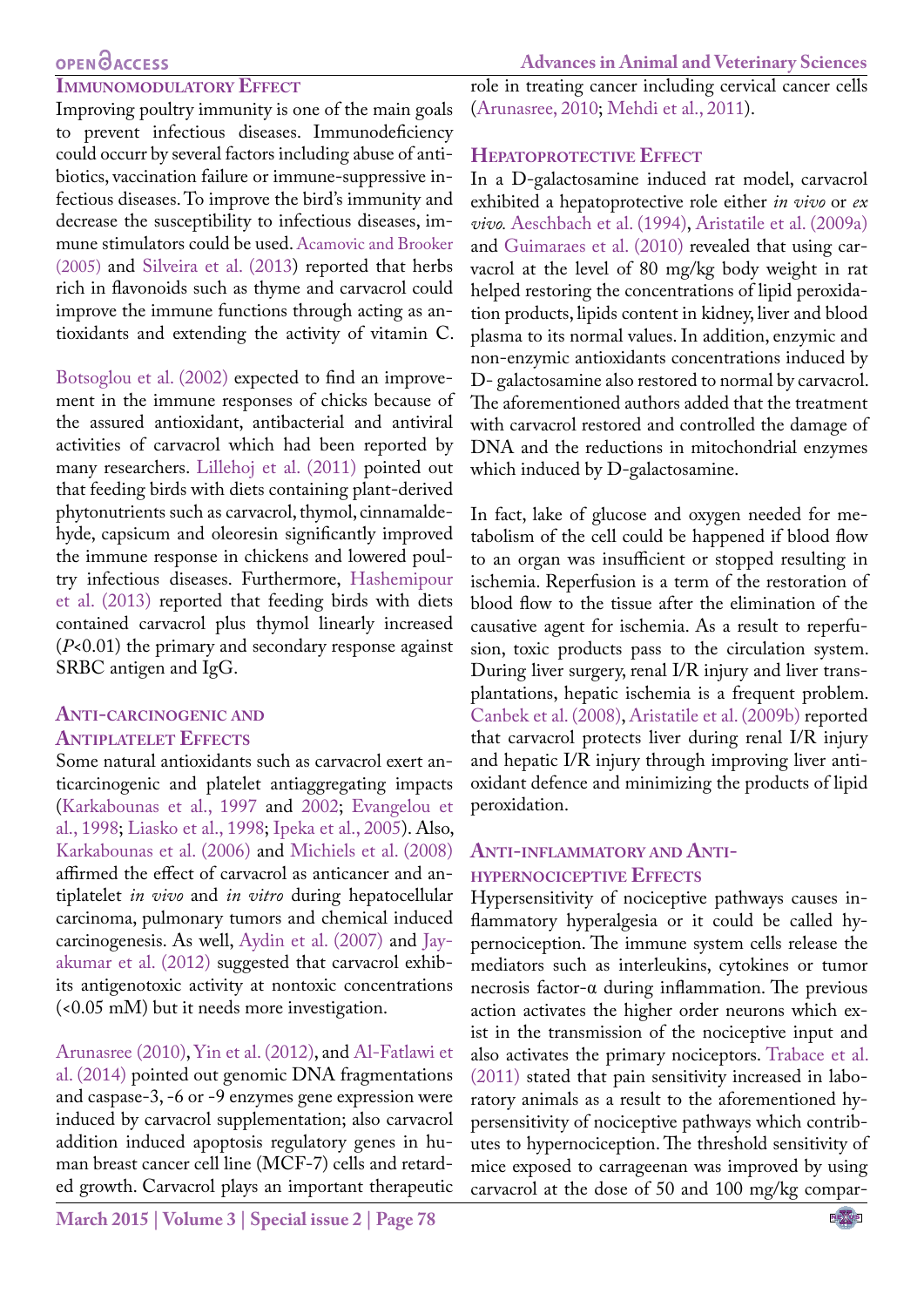## Immunomodulatory Effect

Improving poultry immunity is one of the main goals to prevent infectious diseases. Immunodeficiency could occurr by several factors including abuse of antibiotics, vaccination failure or immune-suppressive infectious diseases. To improve the bird's immunity and decrease the susceptibility to infectious diseases, immune stimulators could be used. Acamovic and Brooker (2005) and Silveira et al. (2013) reported that herbs rich in flavonoids such as thyme and carvacrol could improve the immune functions through acting as antioxidants and extending the activity of vitamin C.

Botsoglou et al. (2002) expected to find an improvement in the immune responses of chicks because of the assured antioxidant, antibacterial and antiviral activities of carvacrol which had been reported by many researchers. Lillehoj et al. (2011) pointed out that feeding birds with diets containing plant-derived phytonutrients such as carvacrol, thymol, cinnamaldehyde, capsicum and oleoresin significantly improved the immune response in chickens and lowered poultry infectious diseases. Furthermore, Hashemipour et al. (2013) reported that feeding birds with diets contained carvacrol plus thymol linearly increased ($P$<0.01) the primary and secondary response against SRBC antigen and IgG.

## Anti-carcinogenic and Antiplatelet Effects

Some natural antioxidants such as carvacrol exert anticarcinogenic and platelet antiaggregating impacts (Karkabounas et al., 1997 and 2002; Evangelou et al., 1998; Liasko et al., 1998; Ipeka et al., 2005). Also, Karkabounas et al. (2006) and Michiels et al. (2008) affirmed the effect of carvacrol as anticancer and antiplatelet *in vivo* and *in vitro* during hepatocellular carcinoma, pulmonary tumors and chemical induced carcinogenesis. As well, Aydin et al. (2007) and Jayakumar et al. (2012) suggested that carvacrol exhibits its antigenotoxic activity at nontoxic concentrations (<0.05 mM) but it needs more investigation.

Arunasree (2010), Yin et al. (2012), and Al-Fatlawi et al. (2014) pointed out genomic DNA fragmentations and caspase-3, -6 or -9 enzymes gene expression were induced by carvacrol supplementation; also carvacrol addition induced apoptosis regulatory genes in human breast cancer cell line (MCF-7) cells and retarded growth. Carvacrol plays an important therapeutic role in treating cancer including cervical cancer cells (Arunasree, 2010; Mehdi et al., 2011).

## Hepatoprotective Effect

In a D-galactosamine induced rat model, carvacrol exhibited a hepatoprotective role either *in vivo* or *ex vivo.* Aeschbach et al. (1994), Aristatile et al. (2009a) and Guimaraes et al. (2010) revealed that using carvacrol at the level of 80 mg/kg body weight in rat helped restoring the concentrations of lipid peroxidation products, lipids content in kidney, liver and blood plasma to its normal values. In addition, enzymic and non-enzymic antioxidants concentrations induced by D- galactosamine also restored to normal by carvacrol. The aforementioned authors added that the treatment with carvacrol restored and controlled the damage of DNA and the reductions in mitochondrial enzymes which induced by D-galactosamine.

In fact, lake of glucose and oxygen needed for metabolism of the cell could be happened if blood flow to an organ was insufficient or stopped resulting in ischemia. Reperfusion is a term of the restoration of blood flow to the tissue after the elimination of the causative agent for ischemia. As a result to reperfusion, toxic products pass to the circulation system. During liver surgery, renal I/R injury and liver transplantations, hepatic ischemia is a frequent problem. Canbek et al. (2008), Aristatile et al. (2009b) reported that carvacrol protects liver during renal I/R injury and hepatic I/R injury through improving liver antioxidant defence and minimizing the products of lipid peroxidation.

## Anti-inflammatory and Anti-hypernociceptive Effects

Hypersensitivity of nociceptive pathways causes inflammatory hyperalgesia or it could be called hypernociception. The immune system cells release the mediators such as interleukins, cytokines or tumor necrosis factor-α during inflammation. The previous action activates the higher order neurons which exist in the transmission of the nociceptive input and also activates the primary nociceptors. Trabace et al. (2011) stated that pain sensitivity increased in laboratory animals as a result to the aforementioned hypersensitivity of nociceptive pathways which contributes to hypernociception. The threshold sensitivity of mice exposed to carrageenan was improved by using carvacrol at the dose of 50 and 100 mg/kg compar-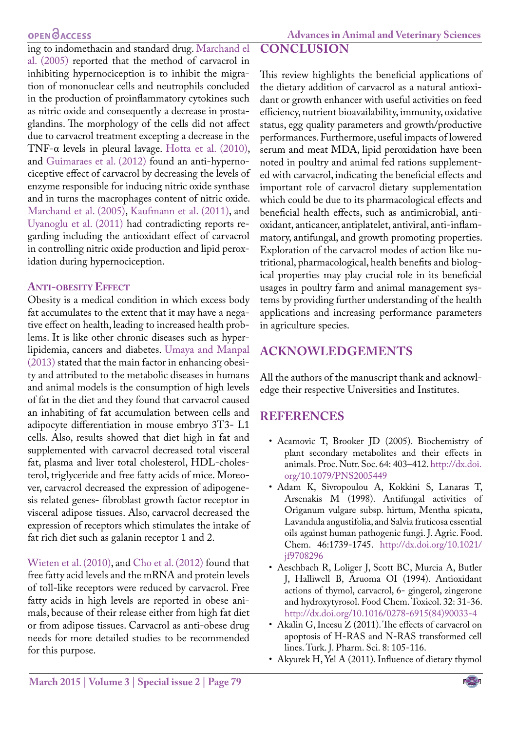ing to indomethacin and standard drug. Marchand el al. (2005) reported that the method of carvacrol in inhibiting hypernociception is to inhibit the migration of mononuclear cells and neutrophils concluded in the production of proinflammatory cytokines such as nitric oxide and consequently a decrease in prostaglandins. The morphology of the cells did not affect due to carvacrol treatment excepting a decrease in the TNF-α levels in pleural lavage. Hotta et al. (2010), and Guimaraes et al. (2012) found an anti-hypernociceptive effect of carvacrol by decreasing the levels of enzyme responsible for inducing nitric oxide synthase and in turns the macrophages content of nitric oxide. Marchand et al. (2005), Kaufmann et al. (2011), and Uyanoglu et al. (2011) had contradicting reports regarding including the antioxidant effect of carvacrol in controlling nitric oxide production and lipid peroxidation during hypernociception.

### Anti-obesity Effect

Obesity is a medical condition in which excess body fat accumulates to the extent that it may have a negative effect on health, leading to increased health problems. It is like other chronic diseases such as hyperlipidemia, cancers and diabetes. Umaya and Manpal (2013) stated that the main factor in enhancing obesity and attributed to the metabolic diseases in humans and animal models is the consumption of high levels of fat in the diet and they found that carvacrol caused an inhabiting of fat accumulation between cells and adipocyte differentiation in mouse embryo 3T3- L1 cells. Also, results showed that diet high in fat and supplemented with carvacrol decreased total visceral fat, plasma and liver total cholesterol, HDL-cholesterol, triglyceride and free fatty acids of mice. Moreover, carvacrol decreased the expression of adipogenesis related genes- fibroblast growth factor receptor in visceral adipose tissues. Also, carvacrol decreased the expression of receptors which stimulates the intake of fat rich diet such as galanin receptor 1 and 2.

Wieten et al. (2010), and Cho et al. (2012) found that free fatty acid levels and the mRNA and protein levels of toll-like receptors were reduced by carvacrol. Free fatty acids in high levels are reported in obese animals, because of their release either from high fat diet or from adipose tissues. Carvacrol as anti-obese drug needs for more detailed studies to be recommended for this purpose.

## CONCLUSION

This review highlights the beneficial applications of the dietary addition of carvacrol as a natural antioxidant or growth enhancer with useful activities on feed efficiency, nutrient bioavailability, immunity, oxidative status, egg quality parameters and growth/productive performances. Furthermore, useful impacts of lowered serum and meat MDA, lipid peroxidation have been noted in poultry and animal fed rations supplemented with carvacrol, indicating the beneficial effects and important role of carvacrol dietary supplementation which could be due to its pharmacological effects and beneficial health effects, such as antimicrobial, antioxidant, anticancer, antiplatelet, antiviral, anti-inflammatory, antifungal, and growth promoting properties. Exploration of the carvacrol modes of action like nutritional, pharmacological, health benefits and biological properties may play crucial role in its beneficial usages in poultry farm and animal management systems by providing further understanding of the health applications and increasing performance parameters in agriculture species.

## ACKNOWLEDGEMENTS

All the authors of the manuscript thank and acknowledge their respective Universities and Institutes.

## REFERENCES

- Acamovic T, Brooker JD (2005). Biochemistry of plant secondary metabolites and their effects in animals. Proc. Nutr. Soc. 64: 403–412. http://dx.doi.org/10.1079/PNS2005449
- Adam K, Sivropoulou A, Kokkini S, Lanaras T, Arsenakis M (1998). Antifungal activities of Origanum vulgare subsp. hirtum, Mentha spicata, Lavandula angustifolia, and Salvia fruticosa essential oils against human pathogenic fungi. J. Agric. Food. Chem. 46:1739-1745. http://dx.doi.org/10.1021/jf9708296
- Aeschbach R, Loliger J, Scott BC, Murcia A, Butler J, Halliwell B, Aruoma OI (1994). Antioxidant actions of thymol, carvacrol, 6- gingerol, zingerone and hydroxytyrosol. Food Chem. Toxicol. 32: 31-36. http://dx.doi.org/10.1016/0278-6915(84)90033-4
- Akalin G, Incesu Z (2011). The effects of carvacrol on apoptosis of H-RAS and N-RAS transformed cell lines. Turk. J. Pharm. Sci. 8: 105-116.
- Akyurek H, Yel A (2011). Influence of dietary thymol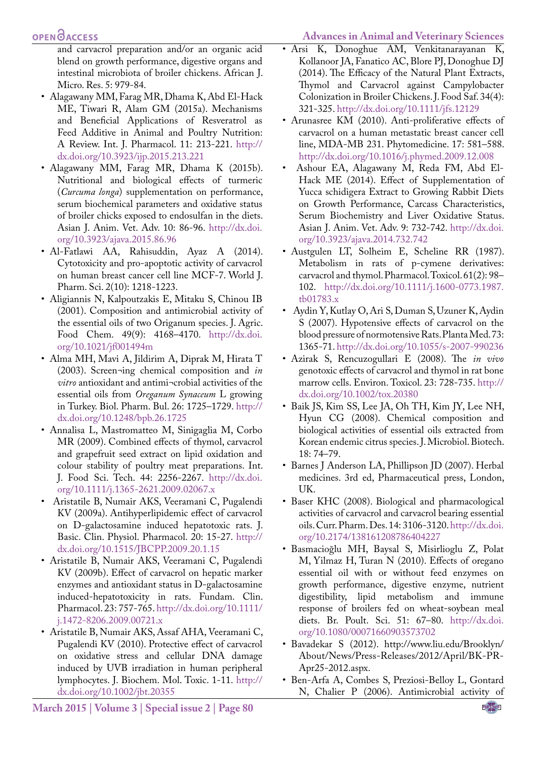and carvacrol preparation and/or an organic acid blend on growth performance, digestive organs and intestinal microbiota of broiler chickens. African J. Micro. Res. 5: 979-84.

- Alagawany MM, Farag MR, Dhama K, Abd El-Hack ME, Tiwari R, Alam GM (2015a). Mechanisms and Beneficial Applications of Resveratrol as Feed Additive in Animal and Poultry Nutrition: A Review. Int. J. Pharmacol. 11: 213-221. http://dx.doi.org/10.3923/ijp.2015.213.221
- Alagawany MM, Farag MR, Dhama K (2015b). Nutritional and biological effects of turmeric (*Curcuma longa*) supplementation on performance, serum biochemical parameters and oxidative status of broiler chicks exposed to endosulfan in the diets. Asian J. Anim. Vet. Adv. 10: 86-96. http://dx.doi.org/10.3923/ajava.2015.86.96
- Al-Fatlawi AA, Rahisuddin, Ayaz A (2014). Cytotoxicity and pro-apoptotic activity of carvacrol on human breast cancer cell line MCF-7. World J. Pharm. Sci. 2(10): 1218-1223.
- Aligiannis N, Kalpoutzakis E, Mitaku S, Chinou IB (2001). Composition and antimicrobial activity of the essential oils of two Origanum species. J. Agric. Food Chem. 49(9): 4168–4170. http://dx.doi.org/10.1021/jf001494m
- Alma MH, Mavi A, Jildirim A, Diprak M, Hirata T (2003). Screen¬ing chemical composition and *in vitro* antioxidant and antimi¬crobial activities of the essential oils from *Oreganum Synaceum* L growing in Turkey. Biol. Pharm. Bul. 26: 1725–1729. http://dx.doi.org/10.1248/bpb.26.1725
- Annalisa L, Mastromatteo M, Sinigaglia M, Corbo MR (2009). Combined effects of thymol, carvacrol and grapefruit seed extract on lipid oxidation and colour stability of poultry meat preparations. Int. J. Food Sci. Tech. 44: 2256-2267. http://dx.doi.org/10.1111/j.1365-2621.2009.02067.x
- Aristatile B, Numair AKS, Veeramani C, Pugalendi KV (2009a). Antihyperlipidemic effect of carvacrol on D-galactosamine induced hepatotoxic rats. J. Basic. Clin. Physiol. Pharmacol. 20: 15-27. http://dx.doi.org/10.1515/JBCPP.2009.20.1.15
- Aristatile B, Numair AKS, Veeramani C, Pugalendi KV (2009b). Effect of carvacrol on hepatic marker enzymes and antioxidant status in D-galactosamine induced-hepatotoxicity in rats. Fundam. Clin. Pharmacol. 23: 757-765. http://dx.doi.org/10.1111/j.1472-8206.2009.00721.x
- Aristatile B, Numair AKS, Assaf AHA, Veeramani C, Pugalendi KV (2010). Protective effect of carvacrol on oxidative stress and cellular DNA damage induced by UVB irradiation in human peripheral lymphocytes. J. Biochem. Mol. Toxic. 1-11. http://dx.doi.org/10.1002/jbt.20355
- Arsi K, Donoghue AM, Venkitanarayanan K, Kollanoor JA, Fanatico AC, Blore PJ, Donoghue DJ (2014). The Efficacy of the Natural Plant Extracts, Thymol and Carvacrol against Campylobacter Colonization in Broiler Chickens. J. Food Saf. 34(4): 321-325. http://dx.doi.org/10.1111/jfs.12129
- Arunasree KM (2010). Anti-proliferative effects of carvacrol on a human metastatic breast cancer cell line, MDA-MB 231. Phytomedicine. 17: 581–588. http://dx.doi.org/10.1016/j.phymed.2009.12.008
- Ashour EA, Alagawany M, Reda FM, Abd El-Hack ME (2014). Effect of Supplementation of Yucca schidigera Extract to Growing Rabbit Diets on Growth Performance, Carcass Characteristics, Serum Biochemistry and Liver Oxidative Status. Asian J. Anim. Vet. Adv. 9: 732-742. http://dx.doi.org/10.3923/ajava.2014.732.742
- Austgulen LT, Solheim E, Scheline RR (1987). Metabolism in rats of p-cymene derivatives: carvacrol and thymol. Pharmacol. Toxicol. 61(2): 98–102. http://dx.doi.org/10.1111/j.1600-0773.1987.tb01783.x
- Aydin Y, Kutlay O, Ari S, Duman S, Uzuner K, Aydin S (2007). Hypotensive effects of carvacrol on the blood pressure of normotensive Rats. Planta Med. 73: 1365-71. http://dx.doi.org/10.1055/s-2007-990236
- Azirak S, Rencuzogullari E (2008). The *in vivo* genotoxic effects of carvacrol and thymol in rat bone marrow cells. Environ. Toxicol. 23: 728-735. http://dx.doi.org/10.1002/tox.20380
- Baik JS, Kim SS, Lee JA, Oh TH, Kim JY, Lee NH, Hyun CG (2008). Chemical composition and biological activities of essential oils extracted from Korean endemic citrus species. J. Microbiol. Biotech. 18: 74–79.
- Barnes J Anderson LA, Phillipson JD (2007). Herbal medicines. 3rd ed, Pharmaceutical press, London, UK.
- Baser KHC (2008). Biological and pharmacological activities of carvacrol and carvacrol bearing essential oils. Curr. Pharm. Des. 14: 3106-3120. http://dx.doi.org/10.2174/138161208786404227
- Basmacioğlu MH, Baysal S, Misirlioglu Z, Polat M, Yilmaz H, Turan N (2010). Effects of oregano essential oil with or without feed enzymes on growth performance, digestive enzyme, nutrient digestibility, lipid metabolism and immune response of broilers fed on wheat-soybean meal diets. Br. Poult. Sci. 51: 67–80. http://dx.doi.org/10.1080/00071660903573702
- Bavadekar S (2012). http://www.liu.edu/Brooklyn/About/News/Press-Releases/2012/April/BK-PR-Apr25-2012.aspx.
- Ben-Arfa A, Combes S, Preziosi-Belloy L, Gontard N, Chalier P (2006). Antimicrobial activity of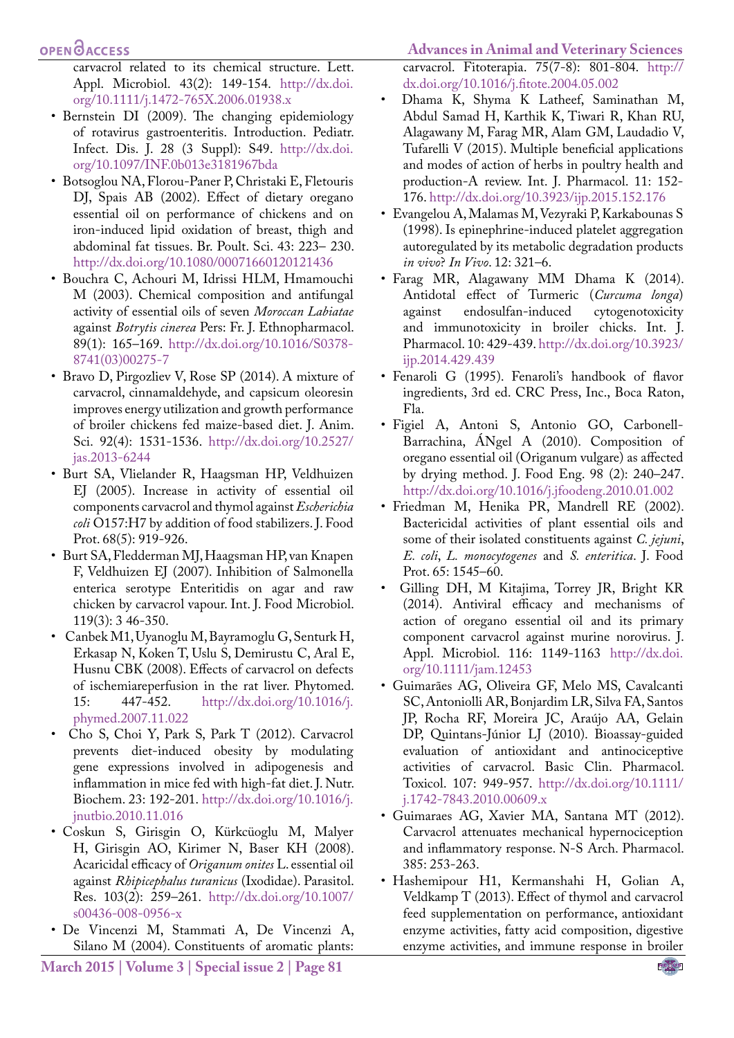carvacrol related to its chemical structure. Lett. Appl. Microbiol. 43(2): 149-154. http://dx.doi.org/10.1111/j.1472-765X.2006.01938.x

- Bernstein DI (2009). The changing epidemiology of rotavirus gastroenteritis. Introduction. Pediatr. Infect. Dis. J. 28 (3 Suppl): S49. http://dx.doi.org/10.1097/INF.0b013e3181967bda
- Botsoglou NA, Florou-Paner P, Christaki E, Fletouris DJ, Spais AB (2002). Effect of dietary oregano essential oil on performance of chickens and on iron-induced lipid oxidation of breast, thigh and abdominal fat tissues. Br. Poult. Sci. 43: 223– 230. http://dx.doi.org/10.1080/00071660120121436
- Bouchra C, Achouri M, Idrissi HLM, Hmamouchi M (2003). Chemical composition and antifungal activity of essential oils of seven *Moroccan Labiatae* against *Botrytis cinerea* Pers: Fr. J. Ethnopharmacol. 89(1): 165–169. http://dx.doi.org/10.1016/S0378-8741(03)00275-7
- Bravo D, Pirgozliev V, Rose SP (2014). A mixture of carvacrol, cinnamaldehyde, and capsicum oleoresin improves energy utilization and growth performance of broiler chickens fed maize-based diet. J. Anim. Sci. 92(4): 1531-1536. http://dx.doi.org/10.2527/jas.2013-6244
- Burt SA, Vlielander R, Haagsman HP, Veldhuizen EJ (2005). Increase in activity of essential oil components carvacrol and thymol against *Escherichia coli* O157:H7 by addition of food stabilizers. J. Food Prot. 68(5): 919-926.
- Burt SA, Fledderman MJ, Haagsman HP, van Knapen F, Veldhuizen EJ (2007). Inhibition of Salmonella enterica serotype Enteritidis on agar and raw chicken by carvacrol vapour. Int. J. Food Microbiol. 119(3): 3 46-350.
- Canbek M1, Uyanoglu M, Bayramoglu G, Senturk H, Erkasap N, Koken T, Uslu S, Demirustu C, Aral E, Husnu CBK (2008). Effects of carvacrol on defects of ischemiareperfusion in the rat liver. Phytomed. 15: 447-452. http://dx.doi.org/10.1016/j.phymed.2007.11.022
- Cho S, Choi Y, Park S, Park T (2012). Carvacrol prevents diet-induced obesity by modulating gene expressions involved in adipogenesis and inflammation in mice fed with high-fat diet. J. Nutr. Biochem. 23: 192-201. http://dx.doi.org/10.1016/j.jnutbio.2010.11.016
- Coskun S, Girisgin O, Kürkcüoglu M, Malyer H, Girisgin AO, Kirimer N, Baser KH (2008). Acaricidal efficacy of *Origanum onites* L. essential oil against *Rhipicephalus turanicus* (Ixodidae). Parasitol. Res. 103(2): 259–261. http://dx.doi.org/10.1007/s00436-008-0956-x
- De Vincenzi M, Stammati A, De Vincenzi A, Silano M (2004). Constituents of aromatic plants: carvacrol. Fitoterapia. 75(7-8): 801-804. http://dx.doi.org/10.1016/j.fitote.2004.05.002
- Dhama K, Shyma K Latheef, Saminathan M, Abdul Samad H, Karthik K, Tiwari R, Khan RU, Alagawany M, Farag MR, Alam GM, Laudadio V, Tufarelli V (2015). Multiple beneficial applications and modes of action of herbs in poultry health and production-A review. Int. J. Pharmacol. 11: 152-176. http://dx.doi.org/10.3923/ijp.2015.152.176
- Evangelou A, Malamas M, Vezyraki P, Karkabounas S (1998). Is epinephrine-induced platelet aggregation autoregulated by its metabolic degradation products *in vivo*? *In Vivo*. 12: 321–6.
- Farag MR, Alagawany MM Dhama K (2014). Antidotal effect of Turmeric (*Curcuma longa*) against endosulfan-induced cytogenotoxicity and immunotoxicity in broiler chicks. Int. J. Pharmacol. 10: 429-439. http://dx.doi.org/10.3923/ijp.2014.429.439
- Fenaroli G (1995). Fenaroli's handbook of flavor ingredients, 3rd ed. CRC Press, Inc., Boca Raton, Fla.
- Figiel A, Antoni S, Antonio GO, Carbonell-Barrachina, ÁNgel A (2010). Composition of oregano essential oil (Origanum vulgare) as affected by drying method. J. Food Eng. 98 (2): 240–247. http://dx.doi.org/10.1016/j.jfoodeng.2010.01.002
- Friedman M, Henika PR, Mandrell RE (2002). Bactericidal activities of plant essential oils and some of their isolated constituents against *C. jejuni*, *E. coli*, *L. monocytogenes* and *S. enteritica*. J. Food Prot. 65: 1545–60.
- Gilling DH, M Kitajima, Torrey JR, Bright KR (2014). Antiviral efficacy and mechanisms of action of oregano essential oil and its primary component carvacrol against murine norovirus. J. Appl. Microbiol. 116: 1149-1163 http://dx.doi.org/10.1111/jam.12453
- Guimarães AG, Oliveira GF, Melo MS, Cavalcanti SC, Antoniolli AR, Bonjardim LR, Silva FA, Santos JP, Rocha RF, Moreira JC, Araújo AA, Gelain DP, Quintans-Júnior LJ (2010). Bioassay-guided evaluation of antioxidant and antinociceptive activities of carvacrol. Basic Clin. Pharmacol. Toxicol. 107: 949-957. http://dx.doi.org/10.1111/j.1742-7843.2010.00609.x
- Guimaraes AG, Xavier MA, Santana MT (2012). Carvacrol attenuates mechanical hypernociception and inflammatory response. N-S Arch. Pharmacol. 385: 253-263.
- Hashemipour H1, Kermanshahi H, Golian A, Veldkamp T (2013). Effect of thymol and carvacrol feed supplementation on performance, antioxidant enzyme activities, fatty acid composition, digestive enzyme activities, and immune response in broiler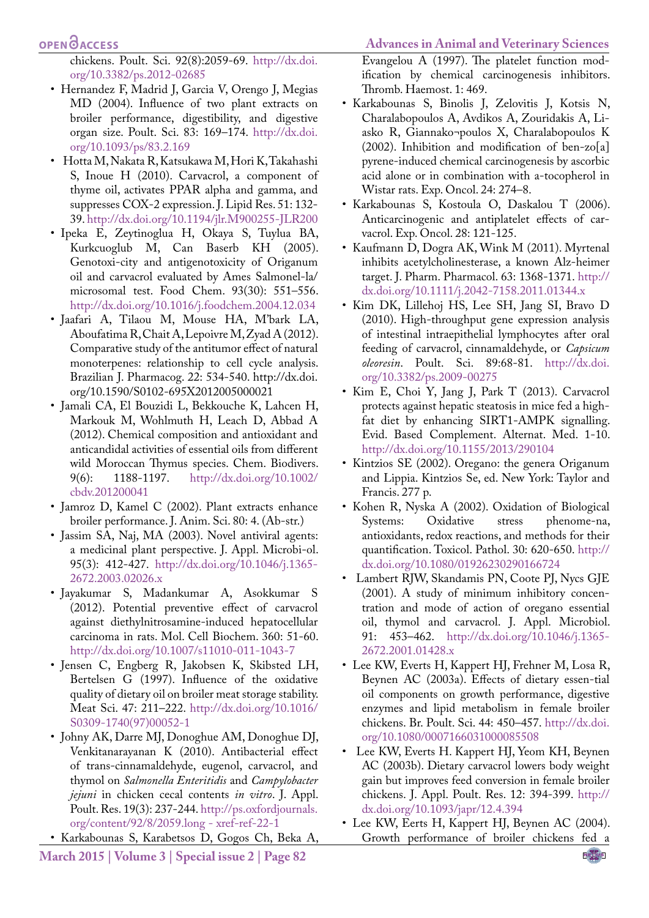chickens. Poult. Sci. 92(8):2059-69. http://dx.doi.org/10.3382/ps.2012-02685

- Hernandez F, Madrid J, Garcia V, Orengo J, Megias MD (2004). Influence of two plant extracts on broiler performance, digestibility, and digestive organ size. Poult. Sci. 83: 169–174. http://dx.doi.org/10.1093/ps/83.2.169
- Hotta M, Nakata R, Katsukawa M, Hori K, Takahashi S, Inoue H (2010). Carvacrol, a component of thyme oil, activates PPAR alpha and gamma, and suppresses COX-2 expression. J. Lipid Res. 51: 132-39. http://dx.doi.org/10.1194/jlr.M900255-JLR200
- Ipeka E, Zeytinoglua H, Okaya S, Tuylua BA, Kurkcuoglub M, Can Baserb KH (2005). Genotoxi-city and antigenotoxicity of Origanum oil and carvacrol evaluated by Ames Salmonel-la/ microsomal test. Food Chem. 93(30): 551–556. http://dx.doi.org/10.1016/j.foodchem.2004.12.034
- Jaafari A, Tilaou M, Mouse HA, M'bark LA, Aboufatima R, Chait A, Lepoivre M, Zyad A (2012). Comparative study of the antitumor effect of natural monoterpenes: relationship to cell cycle analysis. Brazilian J. Pharmacog. 22: 534-540. http://dx.doi.org/10.1590/S0102-695X2012005000021
- Jamali CA, El Bouzidi L, Bekkouche K, Lahcen H, Markouk M, Wohlmuth H, Leach D, Abbad A (2012). Chemical composition and antioxidant and anticandidal activities of essential oils from different wild Moroccan Thymus species. Chem. Biodivers. 9(6): 1188-1197. http://dx.doi.org/10.1002/cbdv.201200041
- Jamroz D, Kamel C (2002). Plant extracts enhance broiler performance. J. Anim. Sci. 80: 4. (Ab-str.)
- Jassim SA, Naj, MA (2003). Novel antiviral agents: a medicinal plant perspective. J. Appl. Microbi-ol. 95(3): 412-427. http://dx.doi.org/10.1046/j.1365-2672.2003.02026.x
- Jayakumar S, Madankumar A, Asokkumar S (2012). Potential preventive effect of carvacrol against diethylnitrosamine-induced hepatocellular carcinoma in rats. Mol. Cell Biochem. 360: 51-60. http://dx.doi.org/10.1007/s11010-011-1043-7
- Jensen C, Engberg R, Jakobsen K, Skibsted LH, Bertelsen G (1997). Influence of the oxidative quality of dietary oil on broiler meat storage stability. Meat Sci. 47: 211–222. http://dx.doi.org/10.1016/S0309-1740(97)00052-1
- Johny AK, Darre MJ, Donoghue AM, Donoghue DJ, Venkitanarayanan K (2010). Antibacterial effect of trans-cinnamaldehyde, eugenol, carvacrol, and thymol on *Salmonella Enteritidis* and *Campylobacter jejuni* in chicken cecal contents *in vitro*. J. Appl. Poult. Res. 19(3): 237-244. http://ps.oxfordjournals.org/content/92/8/2059.long - xref-ref-22-1
- Karkabounas S, Karabetsos D, Gogos Ch, Beka A, Evangelou A (1997). The platelet function modification by chemical carcinogenesis inhibitors. Thromb. Haemost. 1: 469.
- Karkabounas S, Binolis J, Zelovitis J, Kotsis N, Charalabopoulos A, Avdikos A, Zouridakis A, Liasko R, Giannako¬poulos X, Charalabopoulos K (2002). Inhibition and modification of ben-zo[a] pyrene-induced chemical carcinogenesis by ascorbic acid alone or in combination with a-tocopherol in Wistar rats. Exp. Oncol. 24: 274–8.
- Karkabounas S, Kostoula O, Daskalou T (2006). Anticarcinogenic and antiplatelet effects of carvacrol. Exp. Oncol. 28: 121-125.
- Kaufmann D, Dogra AK, Wink M (2011). Myrtenal inhibits acetylcholinesterase, a known Alz-heimer target. J. Pharm. Pharmacol. 63: 1368-1371. http://dx.doi.org/10.1111/j.2042-7158.2011.01344.x
- Kim DK, Lillehoj HS, Lee SH, Jang SI, Bravo D (2010). High-throughput gene expression analysis of intestinal intraepithelial lymphocytes after oral feeding of carvacrol, cinnamaldehyde, or *Capsicum oleoresin*. Poult. Sci. 89:68-81. http://dx.doi.org/10.3382/ps.2009-00275
- Kim E, Choi Y, Jang J, Park T (2013). Carvacrol protects against hepatic steatosis in mice fed a high-fat diet by enhancing SIRT1-AMPK signalling. Evid. Based Complement. Alternat. Med. 1-10. http://dx.doi.org/10.1155/2013/290104
- Kintzios SE (2002). Oregano: the genera Origanum and Lippia. Kintzios Se, ed. New York: Taylor and Francis. 277 p.
- Kohen R, Nyska A (2002). Oxidation of Biological Systems: Oxidative stress phenome-na, antioxidants, redox reactions, and methods for their quantification. Toxicol. Pathol. 30: 620-650. http://dx.doi.org/10.1080/01926230290166724
- Lambert RJW, Skandamis PN, Coote PJ, Nycs GJE (2001). A study of minimum inhibitory concentration and mode of action of oregano essential oil, thymol and carvacrol. J. Appl. Microbiol. 91: 453–462. http://dx.doi.org/10.1046/j.1365-2672.2001.01428.x
- Lee KW, Everts H, Kappert HJ, Frehner M, Losa R, Beynen AC (2003a). Effects of dietary essen-tial oil components on growth performance, digestive enzymes and lipid metabolism in female broiler chickens. Br. Poult. Sci. 44: 450–457. http://dx.doi.org/10.1080/0007166031000085508
- Lee KW, Everts H. Kappert HJ, Yeom KH, Beynen AC (2003b). Dietary carvacrol lowers body weight gain but improves feed conversion in female broiler chickens. J. Appl. Poult. Res. 12: 394-399. http://dx.doi.org/10.1093/japr/12.4.394
- Lee KW, Eerts H, Kappert HJ, Beynen AC (2004). Growth performance of broiler chickens fed a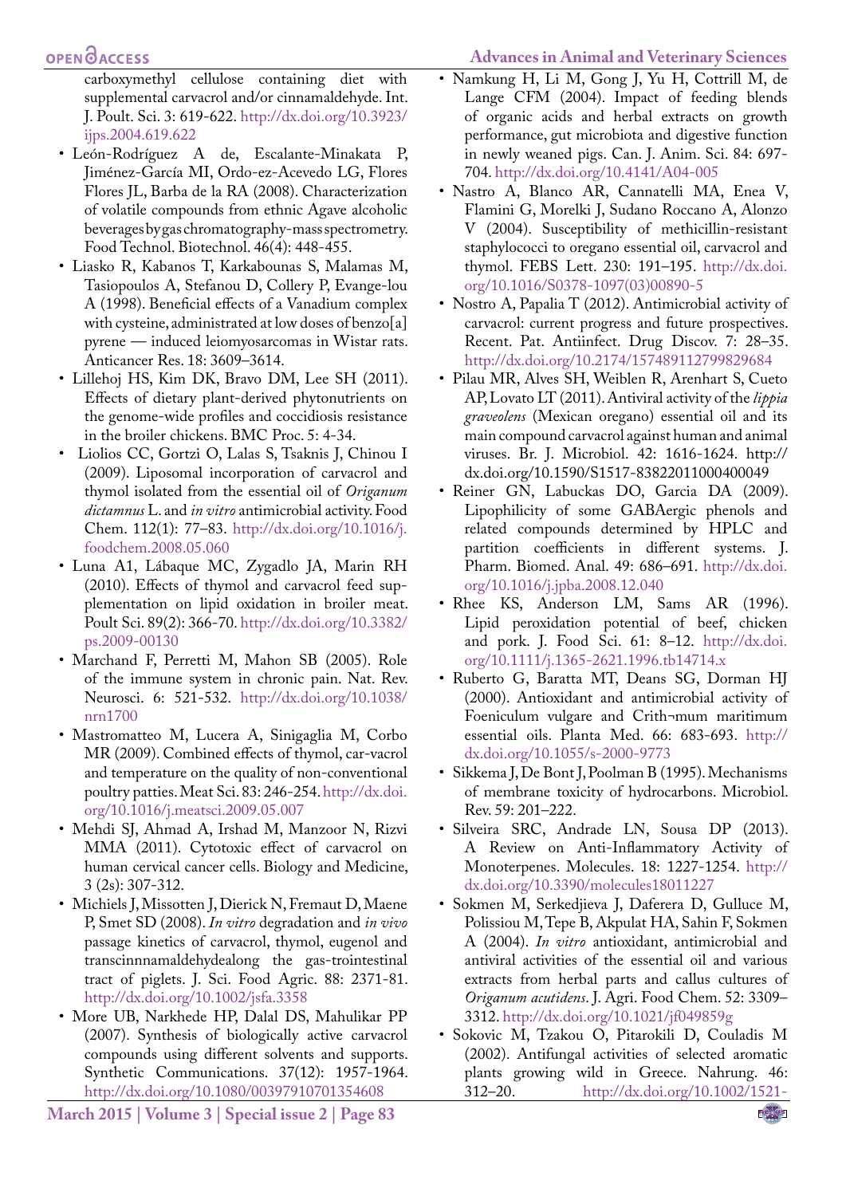carboxymethyl cellulose containing diet with supplemental carvacrol and/or cinnamaldehyde. Int. J. Poult. Sci. 3: 619-622. http://dx.doi.org/10.3923/ijps.2004.619.622

- León-Rodríguez A de, Escalante-Minakata P, Jiménez-García MI, Ordo-ez-Acevedo LG, Flores Flores JL, Barba de la RA (2008). Characterization of volatile compounds from ethnic Agave alcoholic beverages by gas chromatography-mass spectrometry. Food Technol. Biotechnol. 46(4): 448-455.
- Liasko R, Kabanos T, Karkabounas S, Malamas M, Tasiopoulos A, Stefanou D, Collery P, Evange-lou A (1998). Beneficial effects of a Vanadium complex with cysteine, administrated at low doses of benzo[a] pyrene — induced leiomyosarcomas in Wistar rats. Anticancer Res. 18: 3609–3614.
- Lillehoj HS, Kim DK, Bravo DM, Lee SH (2011). Effects of dietary plant-derived phytonutrients on the genome-wide profiles and coccidiosis resistance in the broiler chickens. BMC Proc. 5: 4-34.
- Liolios CC, Gortzi O, Lalas S, Tsaknis J, Chinou I (2009). Liposomal incorporation of carvacrol and thymol isolated from the essential oil of *Origanum dictamnus* L. and *in vitro* antimicrobial activity. Food Chem. 112(1): 77–83. http://dx.doi.org/10.1016/j.foodchem.2008.05.060
- Luna A1, Lábaque MC, Zygadlo JA, Marin RH (2010). Effects of thymol and carvacrol feed supplementation on lipid oxidation in broiler meat. Poult Sci. 89(2): 366-70. http://dx.doi.org/10.3382/ps.2009-00130
- Marchand F, Perretti M, Mahon SB (2005). Role of the immune system in chronic pain. Nat. Rev. Neurosci. 6: 521-532. http://dx.doi.org/10.1038/nrn1700
- Mastromatteo M, Lucera A, Sinigaglia M, Corbo MR (2009). Combined effects of thymol, car-vacrol and temperature on the quality of non-conventional poultry patties. Meat Sci. 83: 246-254. http://dx.doi.org/10.1016/j.meatsci.2009.05.007
- Mehdi SJ, Ahmad A, Irshad M, Manzoor N, Rizvi MMA (2011). Cytotoxic effect of carvacrol on human cervical cancer cells. Biology and Medicine, 3 (2s): 307-312.
- Michiels J, Missotten J, Dierick N, Fremaut D, Maene P, Smet SD (2008). *In vitro* degradation and *in vivo* passage kinetics of carvacrol, thymol, eugenol and transcinnnamaldehydealong the gas-trointestinal tract of piglets. J. Sci. Food Agric. 88: 2371-81. http://dx.doi.org/10.1002/jsfa.3358
- More UB, Narkhede HP, Dalal DS, Mahulikar PP (2007). Synthesis of biologically active carvacrol compounds using different solvents and supports. Synthetic Communications. 37(12): 1957-1964. http://dx.doi.org/10.1080/00397910701354608
- Namkung H, Li M, Gong J, Yu H, Cottrill M, de Lange CFM (2004). Impact of feeding blends of organic acids and herbal extracts on growth performance, gut microbiota and digestive function in newly weaned pigs. Can. J. Anim. Sci. 84: 697-704. http://dx.doi.org/10.4141/A04-005
- Nastro A, Blanco AR, Cannatelli MA, Enea V, Flamini G, Morelki J, Sudano Roccano A, Alonzo V (2004). Susceptibility of methicillin-resistant staphylococci to oregano essential oil, carvacrol and thymol. FEBS Lett. 230: 191–195. http://dx.doi.org/10.1016/S0378-1097(03)00890-5
- Nostro A, Papalia T (2012). Antimicrobial activity of carvacrol: current progress and future prospectives. Recent. Pat. Antiinfect. Drug Discov. 7: 28–35. http://dx.doi.org/10.2174/157489112799829684
- Pilau MR, Alves SH, Weiblen R, Arenhart S, Cueto AP, Lovato LT (2011). Antiviral activity of the *lippia graveolens* (Mexican oregano) essential oil and its main compound carvacrol against human and animal viruses. Br. J. Microbiol. 42: 1616-1624. http://dx.doi.org/10.1590/S1517-83822011000400049
- Reiner GN, Labuckas DO, Garcia DA (2009). Lipophilicity of some GABAergic phenols and related compounds determined by HPLC and partition coefficients in different systems. J. Pharm. Biomed. Anal. 49: 686–691. http://dx.doi.org/10.1016/j.jpba.2008.12.040
- Rhee KS, Anderson LM, Sams AR (1996). Lipid peroxidation potential of beef, chicken and pork. J. Food Sci. 61: 8–12. http://dx.doi.org/10.1111/j.1365-2621.1996.tb14714.x
- Ruberto G, Baratta MT, Deans SG, Dorman HJ (2000). Antioxidant and antimicrobial activity of Foeniculum vulgare and Crith¬mum maritimum essential oils. Planta Med. 66: 683-693. http://dx.doi.org/10.1055/s-2000-9773
- Sikkema J, De Bont J, Poolman B (1995). Mechanisms of membrane toxicity of hydrocarbons. Microbiol. Rev. 59: 201–222.
- Silveira SRC, Andrade LN, Sousa DP (2013). A Review on Anti-Inflammatory Activity of Monoterpenes. Molecules. 18: 1227-1254. http://dx.doi.org/10.3390/molecules18011227
- Sokmen M, Serkedjieva J, Daferera D, Gulluce M, Polissiou M, Tepe B, Akpulat HA, Sahin F, Sokmen A (2004). *In vitro* antioxidant, antimicrobial and antiviral activities of the essential oil and various extracts from herbal parts and callus cultures of *Origanum acutidens*. J. Agri. Food Chem. 52: 3309–3312. http://dx.doi.org/10.1021/jf049859g
- Sokovic M, Tzakou O, Pitarokili D, Couladis M (2002). Antifungal activities of selected aromatic plants growing wild in Greece. Nahrung. 46: 312–20. http://dx.doi.org/10.1002/1521-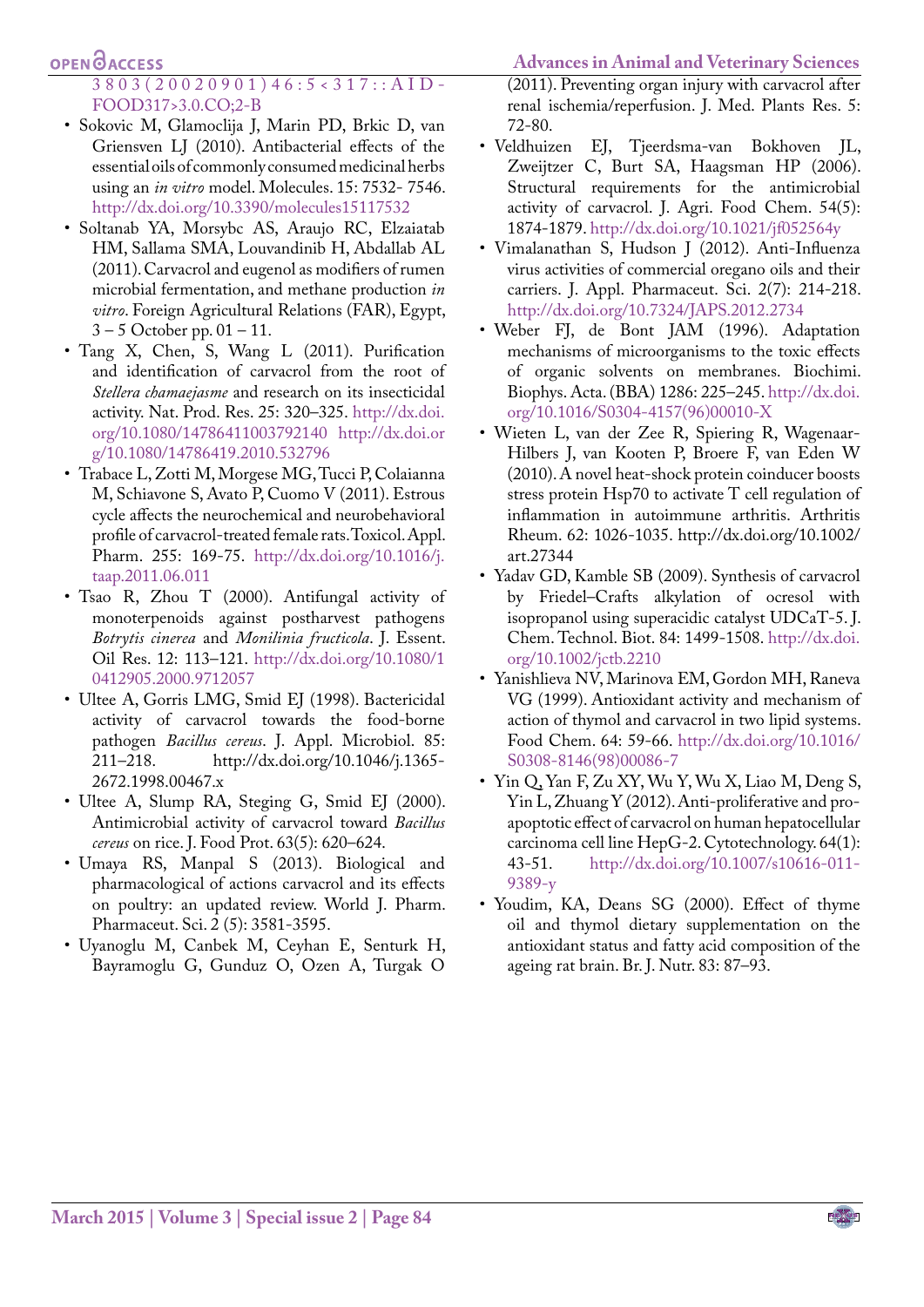3803(20020901)46:5<317::AID-FOOD317>3.0.CO;2-B

- Sokovic M, Glamoclija J, Marin PD, Brkic D, van Griensven LJ (2010). Antibacterial effects of the essential oils of commonly consumed medicinal herbs using an *in vitro* model. Molecules. 15: 7532- 7546. http://dx.doi.org/10.3390/molecules15117532
- Soltanab YA, Morsybc AS, Araujo RC, Elzaiatab HM, Sallama SMA, Louvandinib H, Abdallab AL (2011). Carvacrol and eugenol as modifiers of rumen microbial fermentation, and methane production *in vitro*. Foreign Agricultural Relations (FAR), Egypt, 3 – 5 October pp. 01 – 11.
- Tang X, Chen, S, Wang L (2011). Purification and identification of carvacrol from the root of *Stellera chamaejasme* and research on its insecticidal activity. Nat. Prod. Res. 25: 320–325. http://dx.doi.org/10.1080/14786411003792140 http://dx.doi.org/10.1080/14786419.2010.532796
- Trabace L, Zotti M, Morgese MG, Tucci P, Colaianna M, Schiavone S, Avato P, Cuomo V (2011). Estrous cycle affects the neurochemical and neurobehavioral profile of carvacrol-treated female rats. Toxicol. Appl. Pharm. 255: 169-75. http://dx.doi.org/10.1016/j.taap.2011.06.011
- Tsao R, Zhou T (2000). Antifungal activity of monoterpenoids against postharvest pathogens *Botrytis cinerea* and *Monilinia fructicola*. J. Essent. Oil Res. 12: 113–121. http://dx.doi.org/10.1080/10412905.2000.9712057
- Ultee A, Gorris LMG, Smid EJ (1998). Bactericidal activity of carvacrol towards the food-borne pathogen *Bacillus cereus*. J. Appl. Microbiol. 85: 211–218. http://dx.doi.org/10.1046/j.1365-2672.1998.00467.x
- Ultee A, Slump RA, Steging G, Smid EJ (2000). Antimicrobial activity of carvacrol toward *Bacillus cereus* on rice. J. Food Prot. 63(5): 620–624.
- Umaya RS, Manpal S (2013). Biological and pharmacological of actions carvacrol and its effects on poultry: an updated review. World J. Pharm. Pharmaceut. Sci. 2 (5): 3581-3595.
- Uyanoglu M, Canbek M, Ceyhan E, Senturk H, Bayramoglu G, Gunduz O, Ozen A, Turgak O (2011). Preventing organ injury with carvacrol after renal ischemia/reperfusion. J. Med. Plants Res. 5: 72-80.
- Veldhuizen EJ, Tjeerdsma-van Bokhoven JL, Zweijtzer C, Burt SA, Haagsman HP (2006). Structural requirements for the antimicrobial activity of carvacrol. J. Agri. Food Chem. 54(5): 1874-1879. http://dx.doi.org/10.1021/jf052564y
- Vimalanathan S, Hudson J (2012). Anti-Influenza virus activities of commercial oregano oils and their carriers. J. Appl. Pharmaceut. Sci. 2(7): 214-218. http://dx.doi.org/10.7324/JAPS.2012.2734
- Weber FJ, de Bont JAM (1996). Adaptation mechanisms of microorganisms to the toxic effects of organic solvents on membranes. Biochimi. Biophys. Acta. (BBA) 1286: 225–245. http://dx.doi.org/10.1016/S0304-4157(96)00010-X
- Wieten L, van der Zee R, Spiering R, Wagenaar-Hilbers J, van Kooten P, Broere F, van Eden W (2010). A novel heat-shock protein coinducer boosts stress protein Hsp70 to activate T cell regulation of inflammation in autoimmune arthritis. Arthritis Rheum. 62: 1026-1035. http://dx.doi.org/10.1002/art.27344
- Yadav GD, Kamble SB (2009). Synthesis of carvacrol by Friedel–Crafts alkylation of ocresol with isopropanol using superacidic catalyst UDCaT-5. J. Chem. Technol. Biot. 84: 1499-1508. http://dx.doi.org/10.1002/jctb.2210
- Yanishlieva NV, Marinova EM, Gordon MH, Raneva VG (1999). Antioxidant activity and mechanism of action of thymol and carvacrol in two lipid systems. Food Chem. 64: 59-66. http://dx.doi.org/10.1016/S0308-8146(98)00086-7
- Yin Q, Yan F, Zu XY, Wu Y, Wu X, Liao M, Deng S, Yin L, Zhuang Y (2012). Anti-proliferative and pro-apoptotic effect of carvacrol on human hepatocellular carcinoma cell line HepG-2. Cytotechnology. 64(1): 43-51. http://dx.doi.org/10.1007/s10616-011-9389-y
- Youdim, KA, Deans SG (2000). Effect of thyme oil and thymol dietary supplementation on the antioxidant status and fatty acid composition of the ageing rat brain. Br. J. Nutr. 83: 87–93.